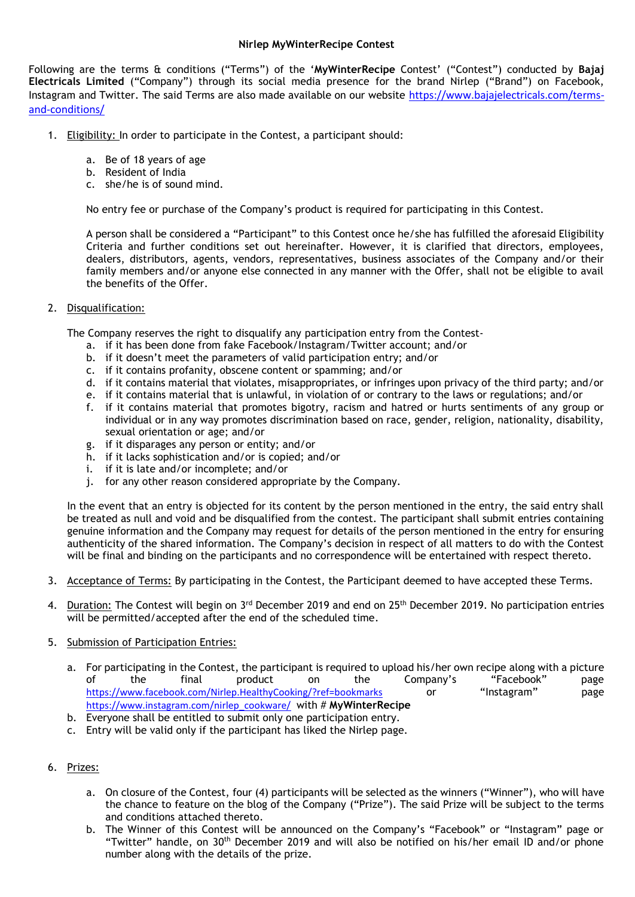# Nirlep MyWinterRecipe Contest

Following are the terms & conditions ("Terms") of the '**MyWinterRecipe** Contest' ("Contest") conducted by **Bajaj Electricals Limited** ("Company") through its social media presence for the brand Nirlep ("Brand") on Facebook, Instagram and Twitter. The said Terms are also made available on our website https://www.bajajelectricals.com/terms-and-conditions/

1. Eligibility: In order to participate in the Contest, a participant should:

   a. Be of 18 years of age
   b. Resident of India
   c. she/he is of sound mind.

   No entry fee or purchase of the Company's product is required for participating in this Contest.

   A person shall be considered a "Participant" to this Contest once he/she has fulfilled the aforesaid Eligibility Criteria and further conditions set out hereinafter. However, it is clarified that directors, employees, dealers, distributors, agents, vendors, representatives, business associates of the Company and/or their family members and/or anyone else connected in any manner with the Offer, shall not be eligible to avail the benefits of the Offer.

2. Disqualification:

   The Company reserves the right to disqualify any participation entry from the Contest-

   a. if it has been done from fake Facebook/Instagram/Twitter account; and/or
   b. if it doesn't meet the parameters of valid participation entry; and/or
   c. if it contains profanity, obscene content or spamming; and/or
   d. if it contains material that violates, misappropriates, or infringes upon privacy of the third party; and/or
   e. if it contains material that is unlawful, in violation of or contrary to the laws or regulations; and/or
   f. if it contains material that promotes bigotry, racism and hatred or hurts sentiments of any group or individual or in any way promotes discrimination based on race, gender, religion, nationality, disability, sexual orientation or age; and/or
   g. if it disparages any person or entity; and/or
   h. if it lacks sophistication and/or is copied; and/or
   i. if it is late and/or incomplete; and/or
   j. for any other reason considered appropriate by the Company.

   In the event that an entry is objected for its content by the person mentioned in the entry, the said entry shall be treated as null and void and be disqualified from the contest. The participant shall submit entries containing genuine information and the Company may request for details of the person mentioned in the entry for ensuring authenticity of the shared information. The Company's decision in respect of all matters to do with the Contest will be final and binding on the participants and no correspondence will be entertained with respect thereto.

3. Acceptance of Terms: By participating in the Contest, the Participant deemed to have accepted these Terms.

4. Duration: The Contest will begin on 3rd December 2019 and end on 25th December 2019. No participation entries will be permitted/accepted after the end of the scheduled time.

5. Submission of Participation Entries:

   a. For participating in the Contest, the participant is required to upload his/her own recipe along with a picture of the final product on the Company's "Facebook" page https://www.facebook.com/Nirlep.HealthyCooking/?ref=bookmarks or "Instagram" page https://www.instagram.com/nirlep_cookware/ with # **MyWinterRecipe**
   b. Everyone shall be entitled to submit only one participation entry.
   c. Entry will be valid only if the participant has liked the Nirlep page.

6. Prizes:

   a. On closure of the Contest, four (4) participants will be selected as the winners ("Winner"), who will have the chance to feature on the blog of the Company ("Prize"). The said Prize will be subject to the terms and conditions attached thereto.
   b. The Winner of this Contest will be announced on the Company's "Facebook" or "Instagram" page or "Twitter" handle, on 30th December 2019 and will also be notified on his/her email ID and/or phone number along with the details of the prize.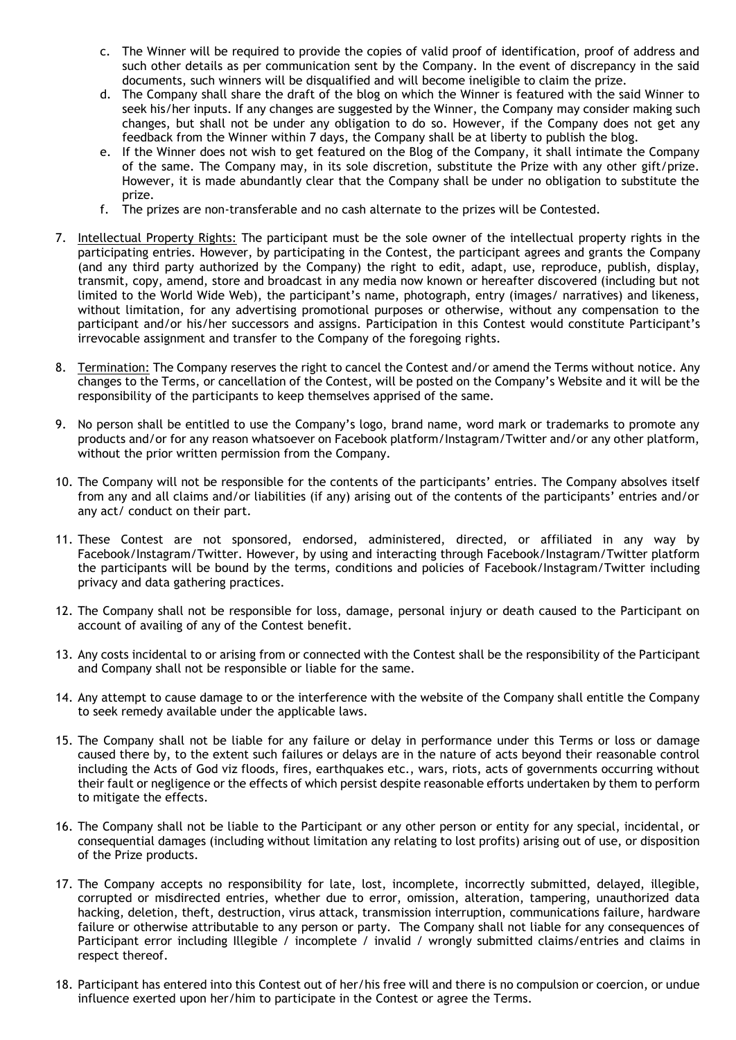c. The Winner will be required to provide the copies of valid proof of identification, proof of address and such other details as per communication sent by the Company. In the event of discrepancy in the said documents, such winners will be disqualified and will become ineligible to claim the prize.
d. The Company shall share the draft of the blog on which the Winner is featured with the said Winner to seek his/her inputs. If any changes are suggested by the Winner, the Company may consider making such changes, but shall not be under any obligation to do so. However, if the Company does not get any feedback from the Winner within 7 days, the Company shall be at liberty to publish the blog.
e. If the Winner does not wish to get featured on the Blog of the Company, it shall intimate the Company of the same. The Company may, in its sole discretion, substitute the Prize with any other gift/prize. However, it is made abundantly clear that the Company shall be under no obligation to substitute the prize.
f. The prizes are non-transferable and no cash alternate to the prizes will be Contested.

7. <u>Intellectual Property Rights:</u> The participant must be the sole owner of the intellectual property rights in the participating entries. However, by participating in the Contest, the participant agrees and grants the Company (and any third party authorized by the Company) the right to edit, adapt, use, reproduce, publish, display, transmit, copy, amend, store and broadcast in any media now known or hereafter discovered (including but not limited to the World Wide Web), the participant's name, photograph, entry (images/ narratives) and likeness, without limitation, for any advertising promotional purposes or otherwise, without any compensation to the participant and/or his/her successors and assigns. Participation in this Contest would constitute Participant's irrevocable assignment and transfer to the Company of the foregoing rights.

8. <u>Termination:</u> The Company reserves the right to cancel the Contest and/or amend the Terms without notice. Any changes to the Terms, or cancellation of the Contest, will be posted on the Company's Website and it will be the responsibility of the participants to keep themselves apprised of the same.

9. No person shall be entitled to use the Company's logo, brand name, word mark or trademarks to promote any products and/or for any reason whatsoever on Facebook platform/Instagram/Twitter and/or any other platform, without the prior written permission from the Company.

10. The Company will not be responsible for the contents of the participants' entries. The Company absolves itself from any and all claims and/or liabilities (if any) arising out of the contents of the participants' entries and/or any act/ conduct on their part.

11. These Contest are not sponsored, endorsed, administered, directed, or affiliated in any way by Facebook/Instagram/Twitter. However, by using and interacting through Facebook/Instagram/Twitter platform the participants will be bound by the terms, conditions and policies of Facebook/Instagram/Twitter including privacy and data gathering practices.

12. The Company shall not be responsible for loss, damage, personal injury or death caused to the Participant on account of availing of any of the Contest benefit.

13. Any costs incidental to or arising from or connected with the Contest shall be the responsibility of the Participant and Company shall not be responsible or liable for the same.

14. Any attempt to cause damage to or the interference with the website of the Company shall entitle the Company to seek remedy available under the applicable laws.

15. The Company shall not be liable for any failure or delay in performance under this Terms or loss or damage caused there by, to the extent such failures or delays are in the nature of acts beyond their reasonable control including the Acts of God viz floods, fires, earthquakes etc., wars, riots, acts of governments occurring without their fault or negligence or the effects of which persist despite reasonable efforts undertaken by them to perform to mitigate the effects.

16. The Company shall not be liable to the Participant or any other person or entity for any special, incidental, or consequential damages (including without limitation any relating to lost profits) arising out of use, or disposition of the Prize products.

17. The Company accepts no responsibility for late, lost, incomplete, incorrectly submitted, delayed, illegible, corrupted or misdirected entries, whether due to error, omission, alteration, tampering, unauthorized data hacking, deletion, theft, destruction, virus attack, transmission interruption, communications failure, hardware failure or otherwise attributable to any person or party. The Company shall not liable for any consequences of Participant error including Illegible / incomplete / invalid / wrongly submitted claims/entries and claims in respect thereof.

18. Participant has entered into this Contest out of her/his free will and there is no compulsion or coercion, or undue influence exerted upon her/him to participate in the Contest or agree the Terms.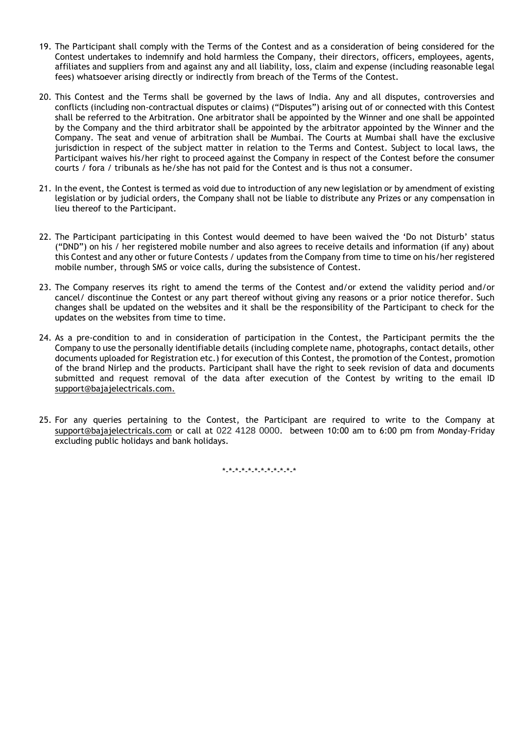19. The Participant shall comply with the Terms of the Contest and as a consideration of being considered for the Contest undertakes to indemnify and hold harmless the Company, their directors, officers, employees, agents, affiliates and suppliers from and against any and all liability, loss, claim and expense (including reasonable legal fees) whatsoever arising directly or indirectly from breach of the Terms of the Contest.

20. This Contest and the Terms shall be governed by the laws of India. Any and all disputes, controversies and conflicts (including non-contractual disputes or claims) ("Disputes") arising out of or connected with this Contest shall be referred to the Arbitration. One arbitrator shall be appointed by the Winner and one shall be appointed by the Company and the third arbitrator shall be appointed by the arbitrator appointed by the Winner and the Company. The seat and venue of arbitration shall be Mumbai. The Courts at Mumbai shall have the exclusive jurisdiction in respect of the subject matter in relation to the Terms and Contest. Subject to local laws, the Participant waives his/her right to proceed against the Company in respect of the Contest before the consumer courts / fora / tribunals as he/she has not paid for the Contest and is thus not a consumer.

21. In the event, the Contest is termed as void due to introduction of any new legislation or by amendment of existing legislation or by judicial orders, the Company shall not be liable to distribute any Prizes or any compensation in lieu thereof to the Participant.

22. The Participant participating in this Contest would deemed to have been waived the 'Do not Disturb' status ("DND") on his / her registered mobile number and also agrees to receive details and information (if any) about this Contest and any other or future Contests / updates from the Company from time to time on his/her registered mobile number, through SMS or voice calls, during the subsistence of Contest.

23. The Company reserves its right to amend the terms of the Contest and/or extend the validity period and/or cancel/ discontinue the Contest or any part thereof without giving any reasons or a prior notice therefor. Such changes shall be updated on the websites and it shall be the responsibility of the Participant to check for the updates on the websites from time to time.

24. As a pre-condition to and in consideration of participation in the Contest, the Participant permits the the Company to use the personally identifiable details (including complete name, photographs, contact details, other documents uploaded for Registration etc.) for execution of this Contest, the promotion of the Contest, promotion of the brand Nirlep and the products. Participant shall have the right to seek revision of data and documents submitted and request removal of the data after execution of the Contest by writing to the email ID support@bajajelectricals.com.

25. For any queries pertaining to the Contest, the Participant are required to write to the Company at support@bajajelectricals.com or call at 022 4128 0000. between 10:00 am to 6:00 pm from Monday-Friday excluding public holidays and bank holidays.

*-*-*-*-*-*-*-*-*-*-*-*